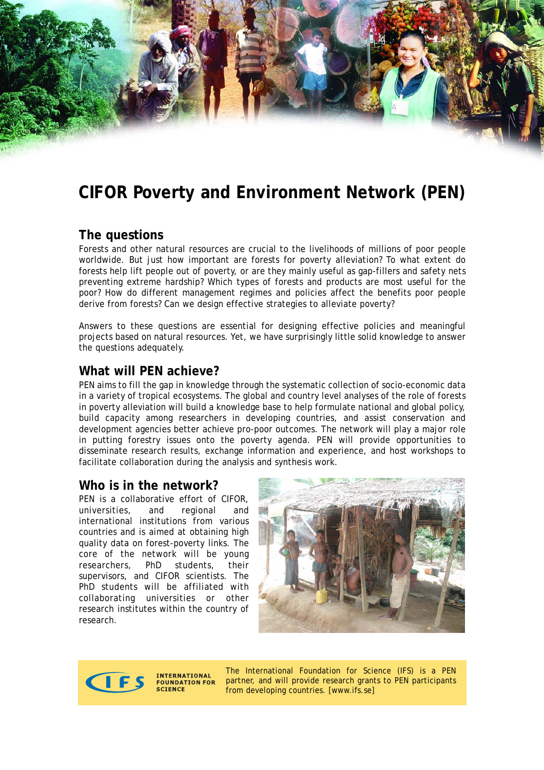# CIFOR Poverty and Environment Network (PEN)

## The questions

Forests and other natural resources are crucial to the livelihoods of millions of poor people worldwide. But just how important are forests for poverty alleviation? To what extent do forests help lift people out of poverty, or are they mainly useful as gap-fillers and safety nets preventing extreme hardship? Which types of forests and products are most useful for the poor? How do different management regimes and policies affect the benefits poor people derive from forests? Can we design effective strategies to alleviate poverty?

Answers to these questions are essential for designing effective policies and meaningful projects based on natural resources. Yet, we have surprisingly little solid knowledge to answer the questions adequately.

## What will PEN achieve?

PEN aims to fill the gap in knowledge through the systematic collection of socio-economic data in a variety of tropical ecosystems. The global and country level analyses of the role of forests in poverty alleviation will build a knowledge base to help formulate national and global policy, build capacity among researchers in developing countries, and assist conservation and development agencies better achieve pro-poor outcomes. The network will play a major role in putting forestry issues onto the poverty agenda. PEN will provide opportunities to disseminate research results, exchange information and experience, and host workshops to facilitate collaboration during the analysis and synthesis work.

## Who is in the network?

PEN is a collaborative effort of CIFOR, universities, and regional and international institutions from various countries and is aimed at obtaining high quality data on forest-poverty links. The core of the network will be young researchers, PhD students, their supervisors, and CIFOR scientists. The PhD students will be affiliated with collaborating universities or other research institutes within the country of research.

INTERNATIONAL FOUNDATION FOR SCIENCE

The International Foundation for Science (IFS) is a PEN partner, and will provide research grants to PEN participants from developing countries. [www.ifs.se]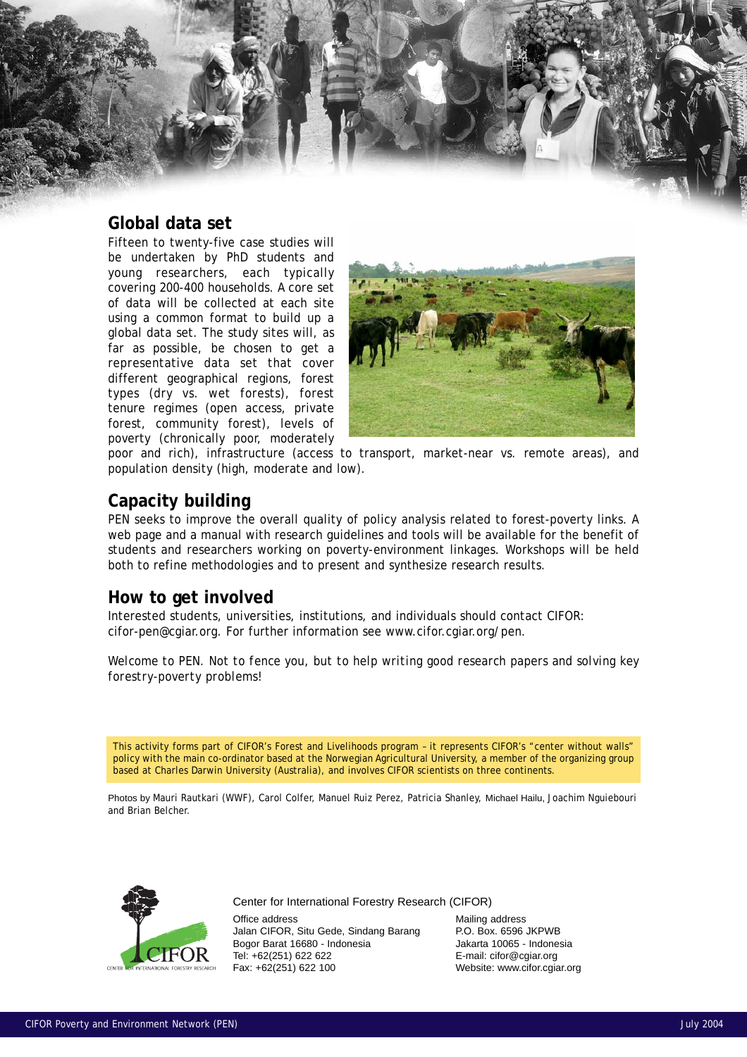## Global data set

Fifteen to twenty-five case studies will be undertaken by PhD students and young researchers, each typically covering 200-400 households. A core set of data will be collected at each site using a common format to build up a global data set. The study sites will, as far as possible, be chosen to get a representative data set that cover different geographical regions, forest types (dry vs. wet forests), forest tenure regimes (open access, private forest, community forest), levels of poverty (chronically poor, moderately poor and rich), infrastructure (access to transport, market-near vs. remote areas), and population density (high, moderate and low).

## Capacity building

PEN seeks to improve the overall quality of policy analysis related to forest-poverty links. A web page and a manual with research guidelines and tools will be available for the benefit of students and researchers working on poverty-environment linkages. Workshops will be held both to refine methodologies and to present and synthesize research results.

## How to get involved

Interested students, universities, institutions, and individuals should contact CIFOR: cifor-pen@cgiar.org. For further information see www.cifor.cgiar.org/pen.

Welcome to PEN. Not to fence you, but to help writing good research papers and solving key forestry-poverty problems!

This activity forms part of CIFOR's Forest and Livelihoods program – it represents CIFOR's "center without walls" policy with the main co-ordinator based at the Norwegian Agricultural University, a member of the organizing group based at Charles Darwin University (Australia), and involves CIFOR scientists on three continents.

Photos by Mauri Rautkari (WWF), Carol Colfer, Manuel Ruiz Perez, Patricia Shanley, Michael Hailu, Joachim Nguiebouri and Brian Belcher.

CIFOR
CENTER FOR INTERNATIONAL FORESTRY RESEARCH

Center for International Forestry Research (CIFOR)

Office address
Jalan CIFOR, Situ Gede, Sindang Barang
Bogor Barat 16680 - Indonesia
Tel: +62(251) 622 622
Fax: +62(251) 622 100

Mailing address
P.O. Box. 6596 JKPWB
Jakarta 10065 - Indonesia
E-mail: cifor@cgiar.org
Website: www.cifor.cgiar.org